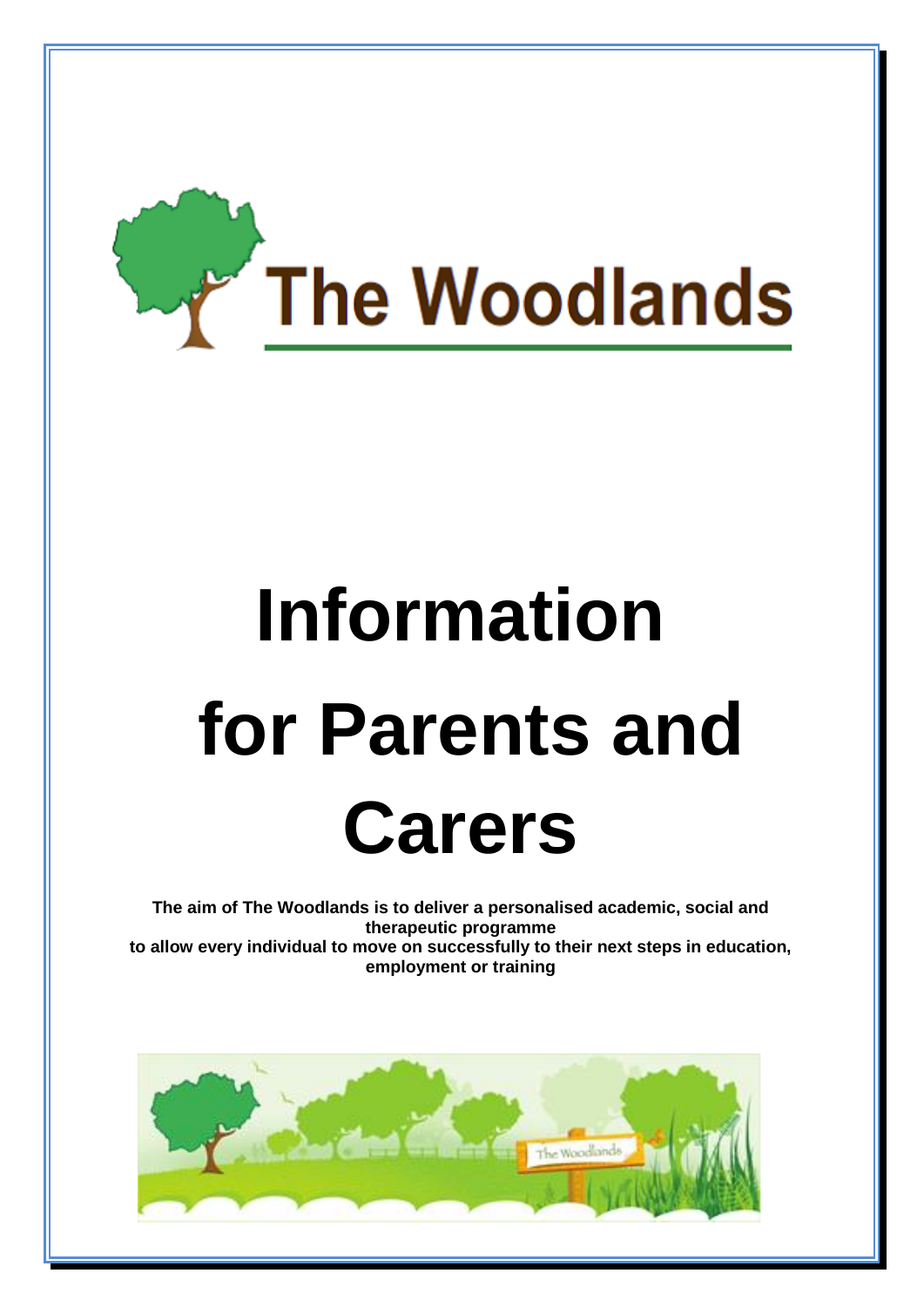# The Woodlands

# Information for Parents and Carers

**The aim of The Woodlands is to deliver a personalised academic, social and therapeutic programme to allow every individual to move on successfully to their next steps in education, employment or training**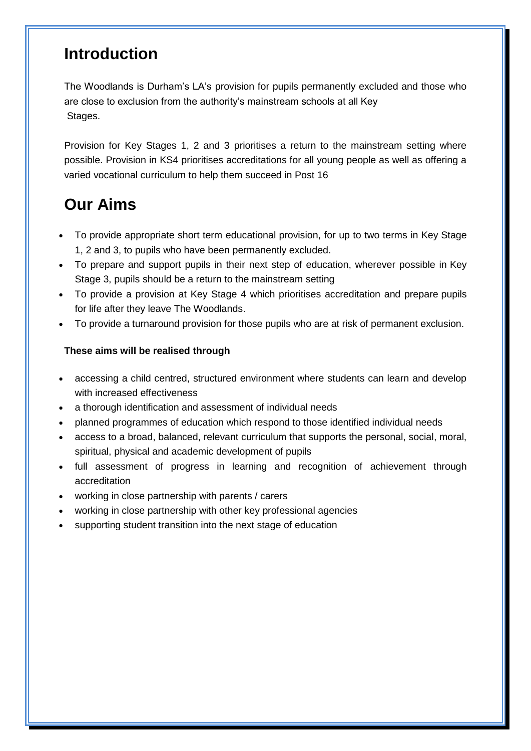## Introduction

The Woodlands is Durham's LA's provision for pupils permanently excluded and those who are close to exclusion from the authority's mainstream schools at all Key Stages.

Provision for Key Stages 1, 2 and 3 prioritises a return to the mainstream setting where possible. Provision in KS4 prioritises accreditations for all young people as well as offering a varied vocational curriculum to help them succeed in Post 16

## Our Aims

- To provide appropriate short term educational provision, for up to two terms in Key Stage 1, 2 and 3, to pupils who have been permanently excluded.
- To prepare and support pupils in their next step of education, wherever possible in Key Stage 3, pupils should be a return to the mainstream setting
- To provide a provision at Key Stage 4 which prioritises accreditation and prepare pupils for life after they leave The Woodlands.
- To provide a turnaround provision for those pupils who are at risk of permanent exclusion.

**These aims will be realised through**

- accessing a child centred, structured environment where students can learn and develop with increased effectiveness
- a thorough identification and assessment of individual needs
- planned programmes of education which respond to those identified individual needs
- access to a broad, balanced, relevant curriculum that supports the personal, social, moral, spiritual, physical and academic development of pupils
- full assessment of progress in learning and recognition of achievement through accreditation
- working in close partnership with parents / carers
- working in close partnership with other key professional agencies
- supporting student transition into the next stage of education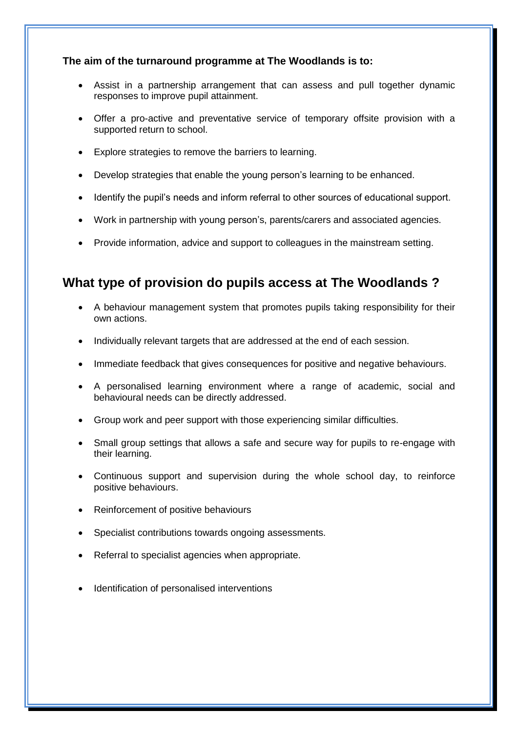**The aim of the turnaround programme at The Woodlands is to:**

- Assist in a partnership arrangement that can assess and pull together dynamic responses to improve pupil attainment.
- Offer a pro-active and preventative service of temporary offsite provision with a supported return to school.
- Explore strategies to remove the barriers to learning.
- Develop strategies that enable the young person's learning to be enhanced.
- Identify the pupil's needs and inform referral to other sources of educational support.
- Work in partnership with young person's, parents/carers and associated agencies.
- Provide information, advice and support to colleagues in the mainstream setting.

## What type of provision do pupils access at The Woodlands ?

- A behaviour management system that promotes pupils taking responsibility for their own actions.
- Individually relevant targets that are addressed at the end of each session.
- Immediate feedback that gives consequences for positive and negative behaviours.
- A personalised learning environment where a range of academic, social and behavioural needs can be directly addressed.
- Group work and peer support with those experiencing similar difficulties.
- Small group settings that allows a safe and secure way for pupils to re-engage with their learning.
- Continuous support and supervision during the whole school day, to reinforce positive behaviours.
- Reinforcement of positive behaviours
- Specialist contributions towards ongoing assessments.
- Referral to specialist agencies when appropriate.
- Identification of personalised interventions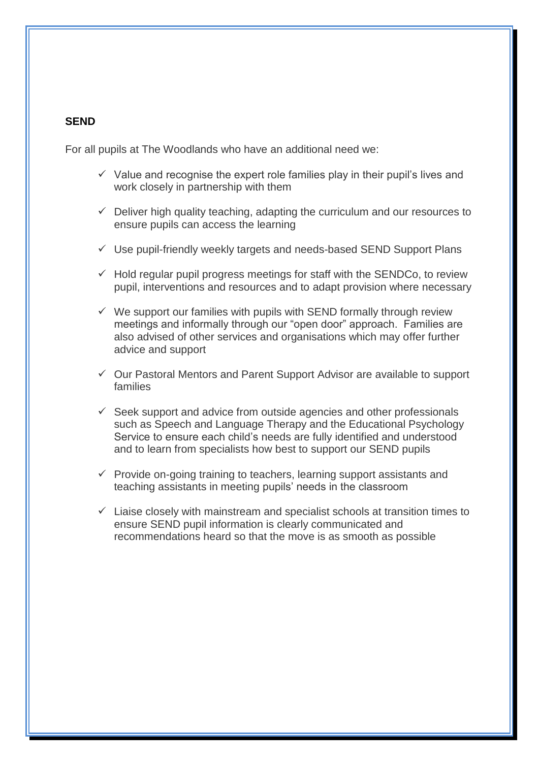**SEND**

For all pupils at The Woodlands who have an additional need we:

- ✓ Value and recognise the expert role families play in their pupil's lives and work closely in partnership with them
- ✓ Deliver high quality teaching, adapting the curriculum and our resources to ensure pupils can access the learning
- ✓ Use pupil-friendly weekly targets and needs-based SEND Support Plans
- ✓ Hold regular pupil progress meetings for staff with the SENDCo, to review pupil, interventions and resources and to adapt provision where necessary
- ✓ We support our families with pupils with SEND formally through review meetings and informally through our "open door" approach. Families are also advised of other services and organisations which may offer further advice and support
- ✓ Our Pastoral Mentors and Parent Support Advisor are available to support families
- ✓ Seek support and advice from outside agencies and other professionals such as Speech and Language Therapy and the Educational Psychology Service to ensure each child's needs are fully identified and understood and to learn from specialists how best to support our SEND pupils
- ✓ Provide on-going training to teachers, learning support assistants and teaching assistants in meeting pupils' needs in the classroom
- ✓ Liaise closely with mainstream and specialist schools at transition times to ensure SEND pupil information is clearly communicated and recommendations heard so that the move is as smooth as possible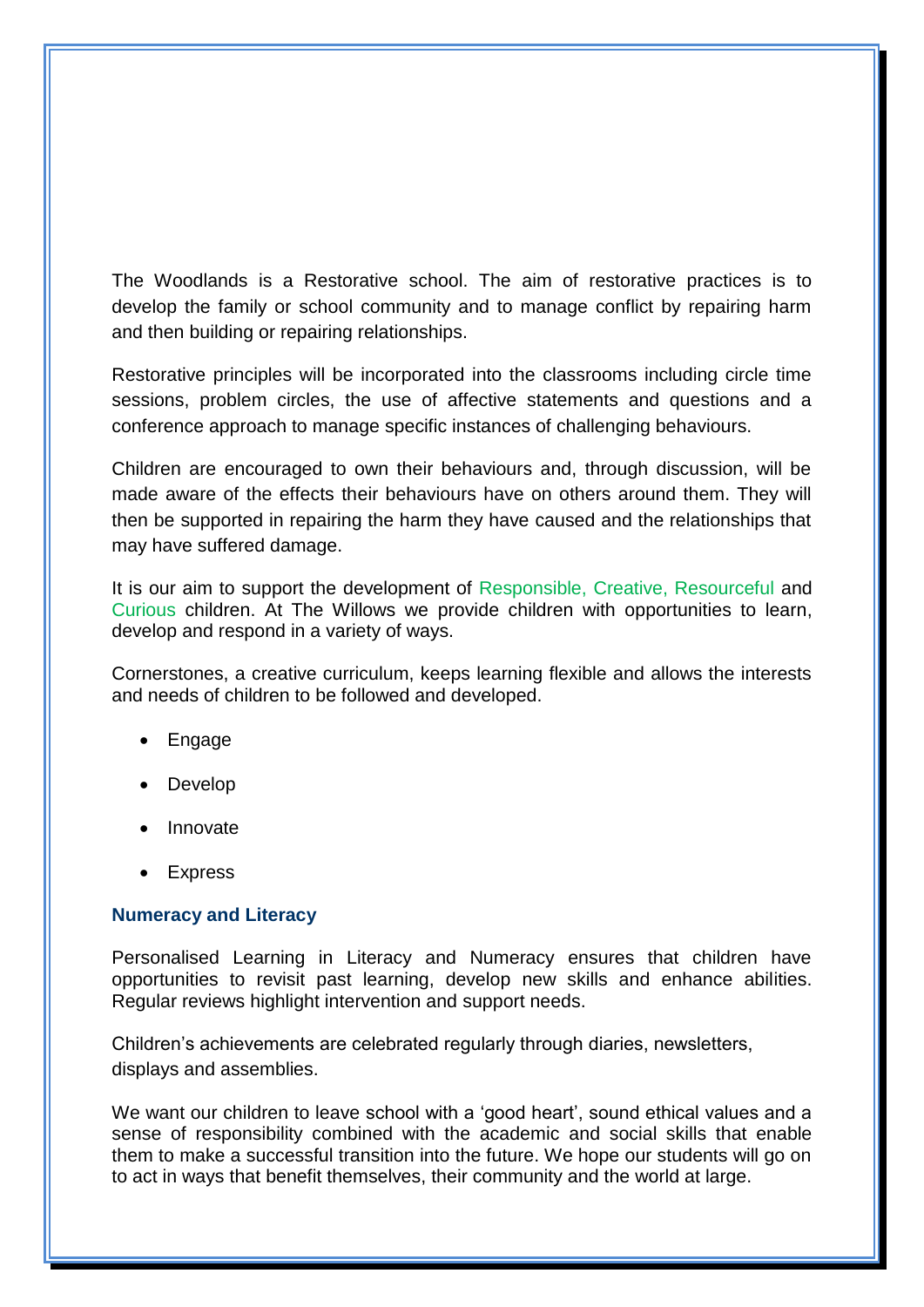The Woodlands is a Restorative school. The aim of restorative practices is to develop the family or school community and to manage conflict by repairing harm and then building or repairing relationships.

Restorative principles will be incorporated into the classrooms including circle time sessions, problem circles, the use of affective statements and questions and a conference approach to manage specific instances of challenging behaviours.

Children are encouraged to own their behaviours and, through discussion, will be made aware of the effects their behaviours have on others around them. They will then be supported in repairing the harm they have caused and the relationships that may have suffered damage.

It is our aim to support the development of Responsible, Creative, Resourceful and Curious children. At The Willows we provide children with opportunities to learn, develop and respond in a variety of ways.

Cornerstones, a creative curriculum, keeps learning flexible and allows the interests and needs of children to be followed and developed.

- Engage
- Develop
- Innovate
- Express

### Numeracy and Literacy

Personalised Learning in Literacy and Numeracy ensures that children have opportunities to revisit past learning, develop new skills and enhance abilities. Regular reviews highlight intervention and support needs.

Children's achievements are celebrated regularly through diaries, newsletters, displays and assemblies.

We want our children to leave school with a 'good heart', sound ethical values and a sense of responsibility combined with the academic and social skills that enable them to make a successful transition into the future. We hope our students will go on to act in ways that benefit themselves, their community and the world at large.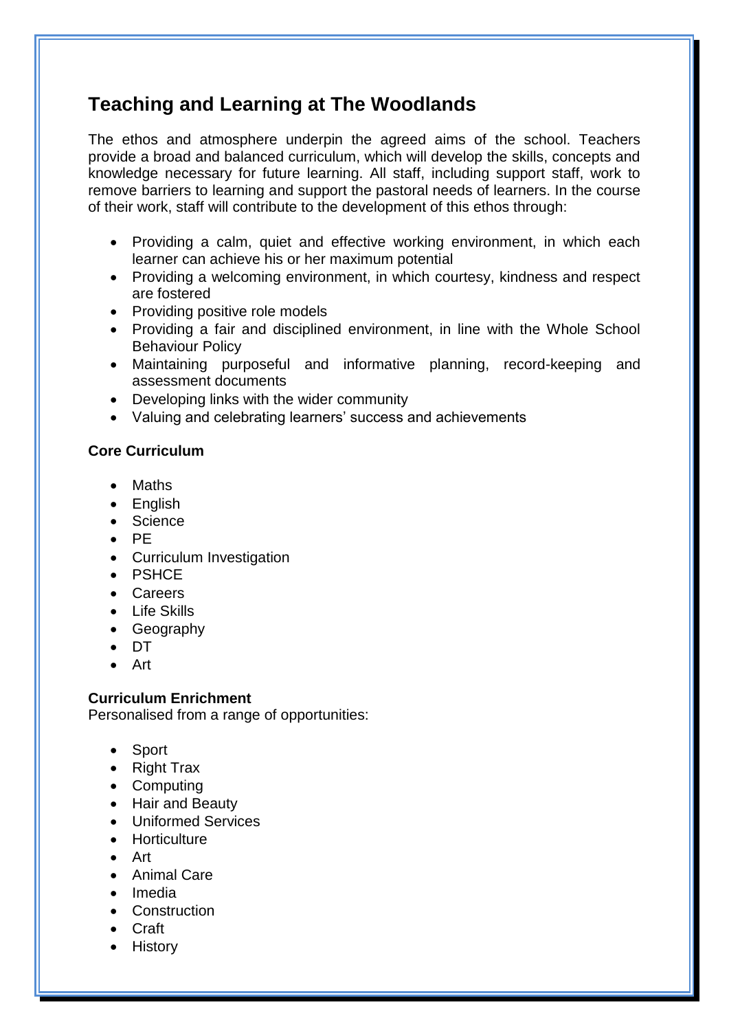## Teaching and Learning at The Woodlands

The ethos and atmosphere underpin the agreed aims of the school. Teachers provide a broad and balanced curriculum, which will develop the skills, concepts and knowledge necessary for future learning. All staff, including support staff, work to remove barriers to learning and support the pastoral needs of learners. In the course of their work, staff will contribute to the development of this ethos through:

- Providing a calm, quiet and effective working environment, in which each learner can achieve his or her maximum potential
- Providing a welcoming environment, in which courtesy, kindness and respect are fostered
- Providing positive role models
- Providing a fair and disciplined environment, in line with the Whole School Behaviour Policy
- Maintaining purposeful and informative planning, record-keeping and assessment documents
- Developing links with the wider community
- Valuing and celebrating learners' success and achievements

**Core Curriculum**

- Maths
- English
- Science
- PE
- Curriculum Investigation
- PSHCE
- Careers
- Life Skills
- Geography
- DT
- Art

**Curriculum Enrichment**
Personalised from a range of opportunities:

- Sport
- Right Trax
- Computing
- Hair and Beauty
- Uniformed Services
- Horticulture
- Art
- Animal Care
- Imedia
- Construction
- Craft
- History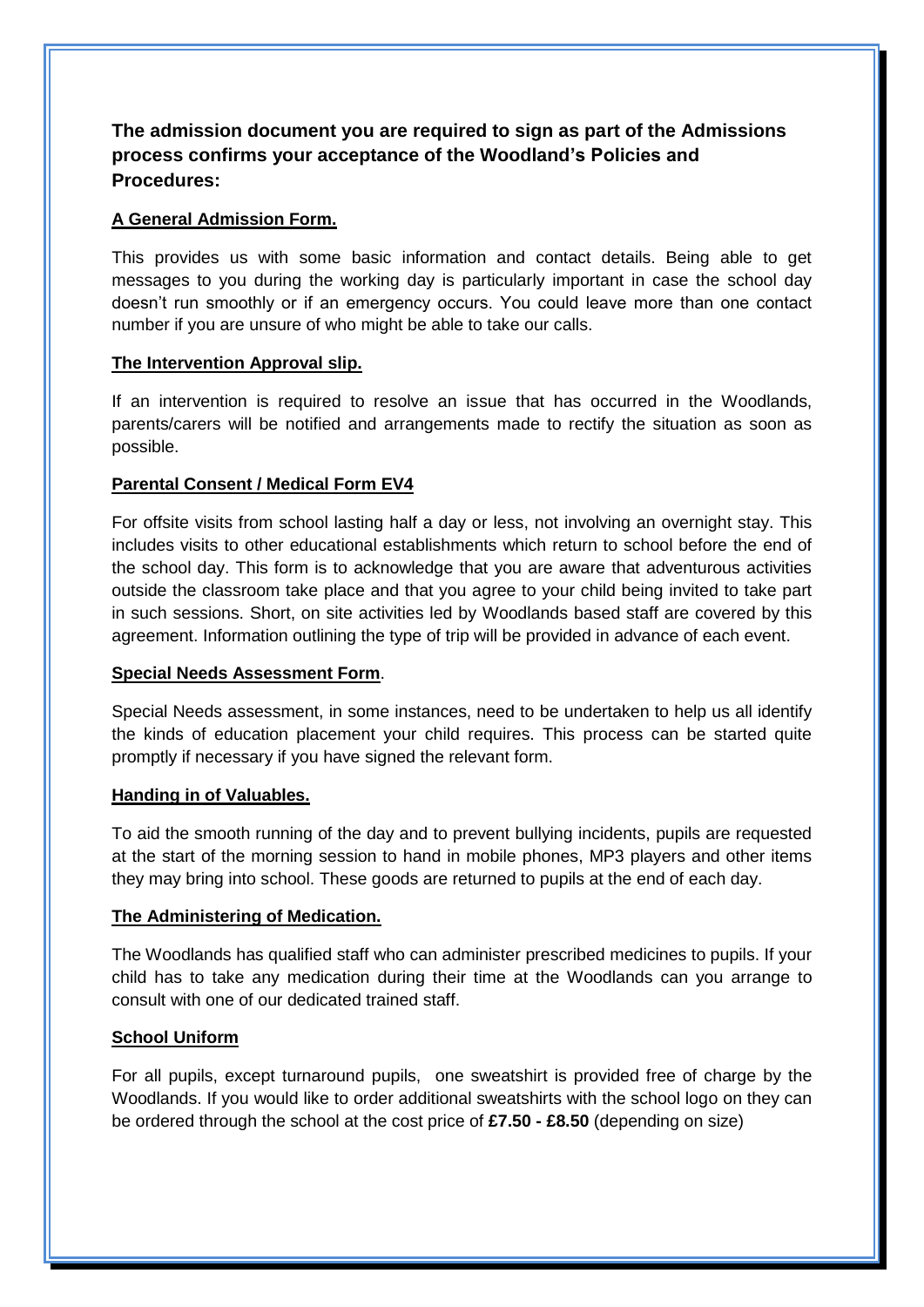**The admission document you are required to sign as part of the Admissions process confirms your acceptance of the Woodland's Policies and Procedures:**

**A General Admission Form.**

This provides us with some basic information and contact details. Being able to get messages to you during the working day is particularly important in case the school day doesn't run smoothly or if an emergency occurs. You could leave more than one contact number if you are unsure of who might be able to take our calls.

**The Intervention Approval slip.**

If an intervention is required to resolve an issue that has occurred in the Woodlands, parents/carers will be notified and arrangements made to rectify the situation as soon as possible.

**Parental Consent / Medical Form EV4**

For offsite visits from school lasting half a day or less, not involving an overnight stay. This includes visits to other educational establishments which return to school before the end of the school day. This form is to acknowledge that you are aware that adventurous activities outside the classroom take place and that you agree to your child being invited to take part in such sessions. Short, on site activities led by Woodlands based staff are covered by this agreement. Information outlining the type of trip will be provided in advance of each event.

**Special Needs Assessment Form**.

Special Needs assessment, in some instances, need to be undertaken to help us all identify the kinds of education placement your child requires. This process can be started quite promptly if necessary if you have signed the relevant form.

**Handing in of Valuables.**

To aid the smooth running of the day and to prevent bullying incidents, pupils are requested at the start of the morning session to hand in mobile phones, MP3 players and other items they may bring into school. These goods are returned to pupils at the end of each day.

**The Administering of Medication.**

The Woodlands has qualified staff who can administer prescribed medicines to pupils. If your child has to take any medication during their time at the Woodlands can you arrange to consult with one of our dedicated trained staff.

**School Uniform**

For all pupils, except turnaround pupils, one sweatshirt is provided free of charge by the Woodlands. If you would like to order additional sweatshirts with the school logo on they can be ordered through the school at the cost price of **£7.50 - £8.50** (depending on size)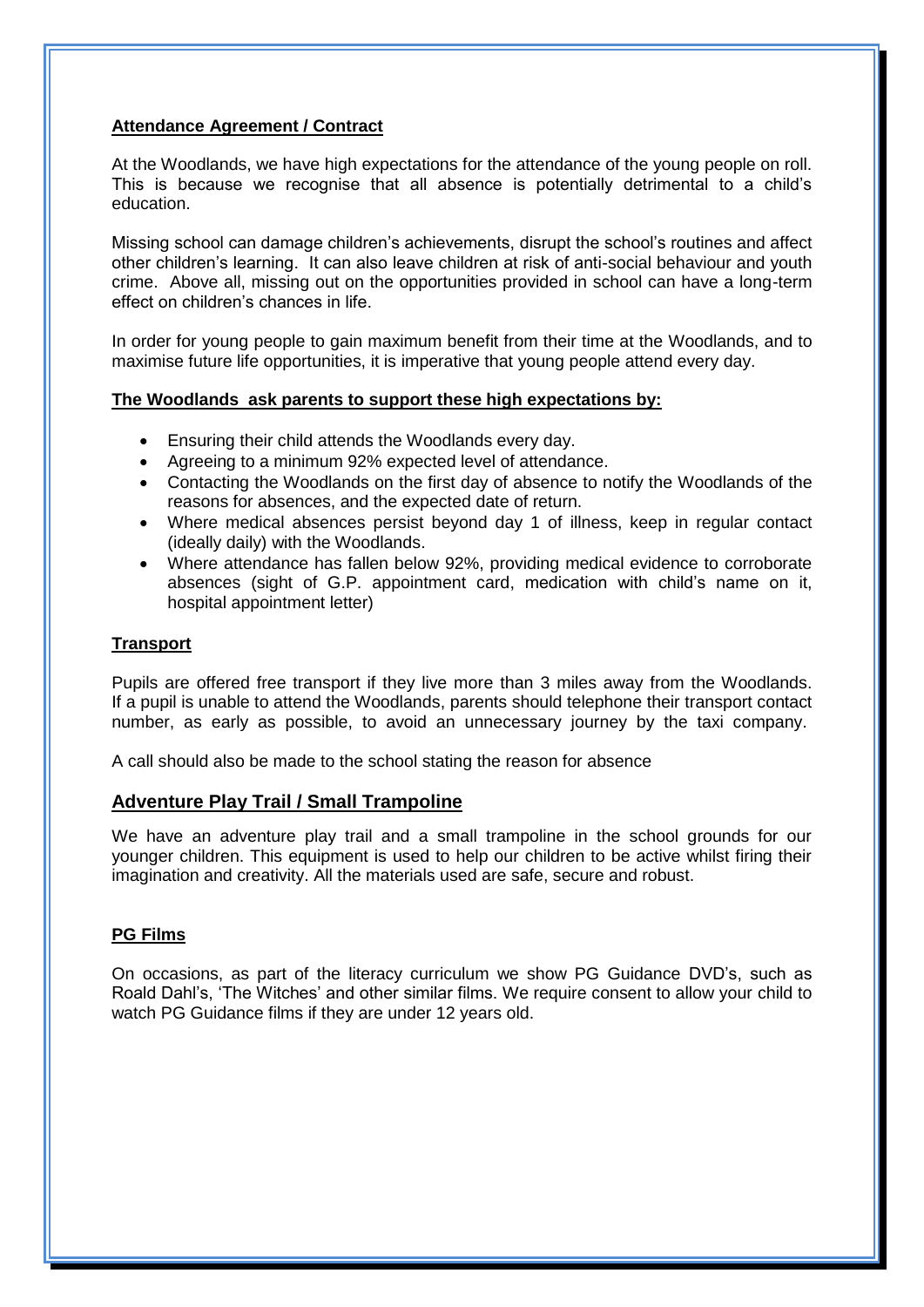## Attendance Agreement / Contract

At the Woodlands, we have high expectations for the attendance of the young people on roll. This is because we recognise that all absence is potentially detrimental to a child's education.

Missing school can damage children's achievements, disrupt the school's routines and affect other children's learning. It can also leave children at risk of anti-social behaviour and youth crime. Above all, missing out on the opportunities provided in school can have a long-term effect on children's chances in life.

In order for young people to gain maximum benefit from their time at the Woodlands, and to maximise future life opportunities, it is imperative that young people attend every day.

### The Woodlands ask parents to support these high expectations by:

- Ensuring their child attends the Woodlands every day.
- Agreeing to a minimum 92% expected level of attendance.
- Contacting the Woodlands on the first day of absence to notify the Woodlands of the reasons for absences, and the expected date of return.
- Where medical absences persist beyond day 1 of illness, keep in regular contact (ideally daily) with the Woodlands.
- Where attendance has fallen below 92%, providing medical evidence to corroborate absences (sight of G.P. appointment card, medication with child's name on it, hospital appointment letter)

## Transport

Pupils are offered free transport if they live more than 3 miles away from the Woodlands. If a pupil is unable to attend the Woodlands, parents should telephone their transport contact number, as early as possible, to avoid an unnecessary journey by the taxi company.

A call should also be made to the school stating the reason for absence

## Adventure Play Trail / Small Trampoline

We have an adventure play trail and a small trampoline in the school grounds for our younger children. This equipment is used to help our children to be active whilst firing their imagination and creativity. All the materials used are safe, secure and robust.

## PG Films

On occasions, as part of the literacy curriculum we show PG Guidance DVD's, such as Roald Dahl's, 'The Witches' and other similar films. We require consent to allow your child to watch PG Guidance films if they are under 12 years old.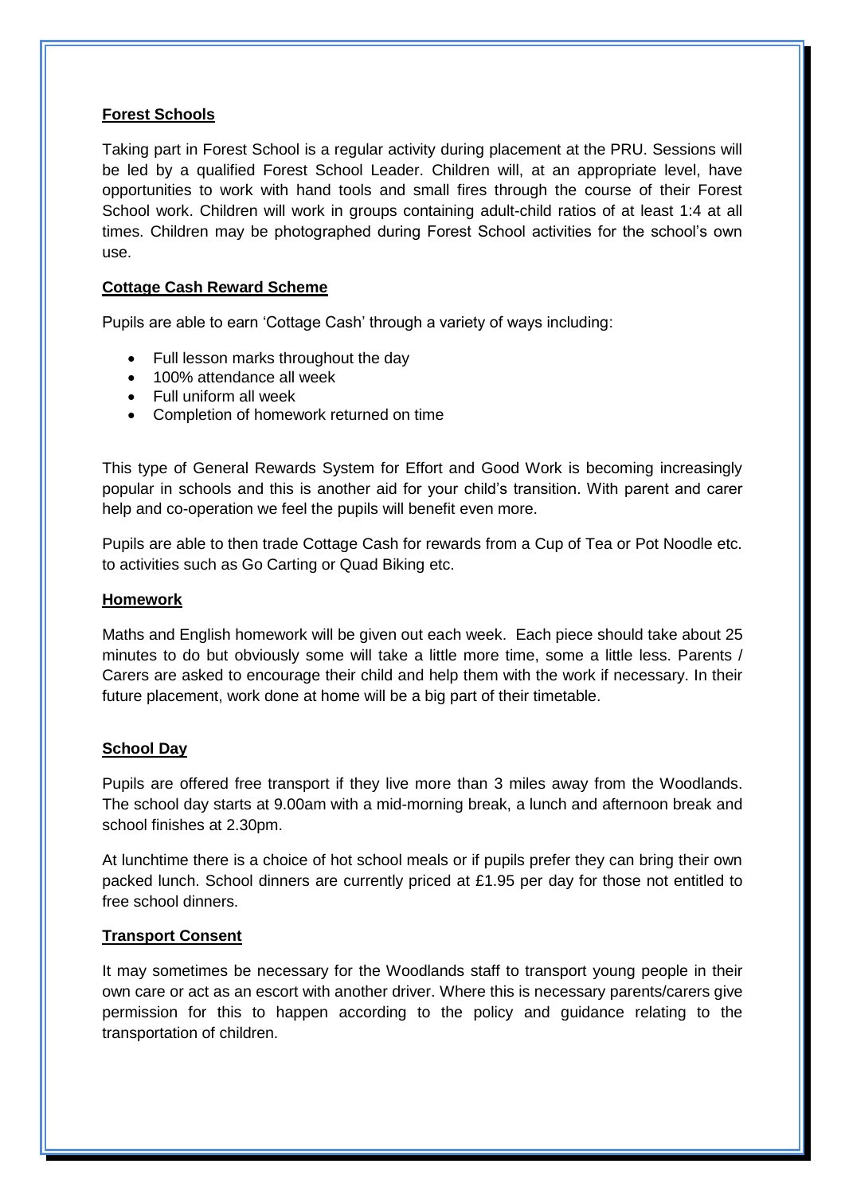## Forest Schools

Taking part in Forest School is a regular activity during placement at the PRU. Sessions will be led by a qualified Forest School Leader. Children will, at an appropriate level, have opportunities to work with hand tools and small fires through the course of their Forest School work. Children will work in groups containing adult-child ratios of at least 1:4 at all times. Children may be photographed during Forest School activities for the school's own use.

## Cottage Cash Reward Scheme

Pupils are able to earn 'Cottage Cash' through a variety of ways including:

- Full lesson marks throughout the day
- 100% attendance all week
- Full uniform all week
- Completion of homework returned on time

This type of General Rewards System for Effort and Good Work is becoming increasingly popular in schools and this is another aid for your child's transition. With parent and carer help and co-operation we feel the pupils will benefit even more.

Pupils are able to then trade Cottage Cash for rewards from a Cup of Tea or Pot Noodle etc. to activities such as Go Carting or Quad Biking etc.

## Homework

Maths and English homework will be given out each week. Each piece should take about 25 minutes to do but obviously some will take a little more time, some a little less. Parents / Carers are asked to encourage their child and help them with the work if necessary. In their future placement, work done at home will be a big part of their timetable.

## School Day

Pupils are offered free transport if they live more than 3 miles away from the Woodlands. The school day starts at 9.00am with a mid-morning break, a lunch and afternoon break and school finishes at 2.30pm.

At lunchtime there is a choice of hot school meals or if pupils prefer they can bring their own packed lunch. School dinners are currently priced at £1.95 per day for those not entitled to free school dinners.

## Transport Consent

It may sometimes be necessary for the Woodlands staff to transport young people in their own care or act as an escort with another driver. Where this is necessary parents/carers give permission for this to happen according to the policy and guidance relating to the transportation of children.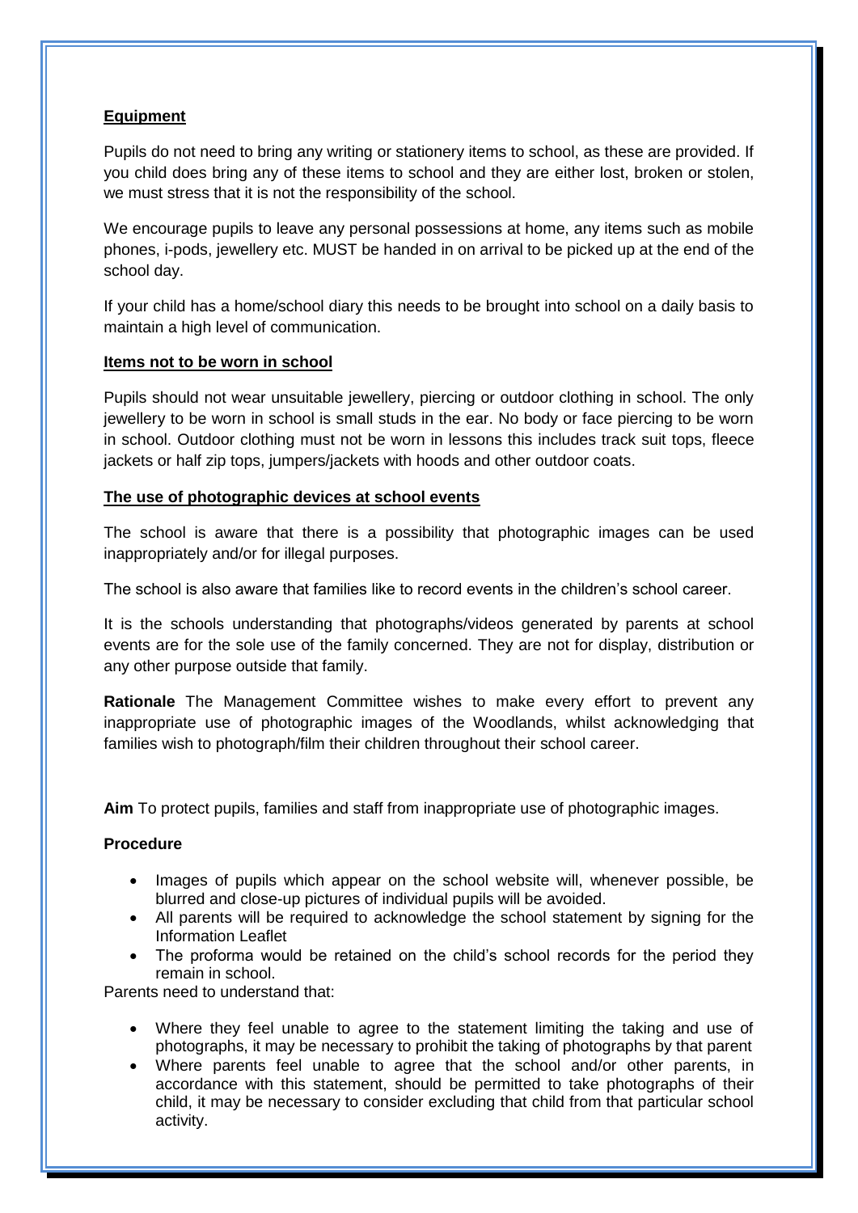**Equipment**

Pupils do not need to bring any writing or stationery items to school, as these are provided. If you child does bring any of these items to school and they are either lost, broken or stolen, we must stress that it is not the responsibility of the school.

We encourage pupils to leave any personal possessions at home, any items such as mobile phones, i-pods, jewellery etc. MUST be handed in on arrival to be picked up at the end of the school day.

If your child has a home/school diary this needs to be brought into school on a daily basis to maintain a high level of communication.

**Items not to be worn in school**

Pupils should not wear unsuitable jewellery, piercing or outdoor clothing in school. The only jewellery to be worn in school is small studs in the ear. No body or face piercing to be worn in school. Outdoor clothing must not be worn in lessons this includes track suit tops, fleece jackets or half zip tops, jumpers/jackets with hoods and other outdoor coats.

**The use of photographic devices at school events**

The school is aware that there is a possibility that photographic images can be used inappropriately and/or for illegal purposes.

The school is also aware that families like to record events in the children's school career.

It is the schools understanding that photographs/videos generated by parents at school events are for the sole use of the family concerned. They are not for display, distribution or any other purpose outside that family.

**Rationale** The Management Committee wishes to make every effort to prevent any inappropriate use of photographic images of the Woodlands, whilst acknowledging that families wish to photograph/film their children throughout their school career.

**Aim** To protect pupils, families and staff from inappropriate use of photographic images.

**Procedure**

- Images of pupils which appear on the school website will, whenever possible, be blurred and close-up pictures of individual pupils will be avoided.
- All parents will be required to acknowledge the school statement by signing for the Information Leaflet
- The proforma would be retained on the child's school records for the period they remain in school.

Parents need to understand that:

- Where they feel unable to agree to the statement limiting the taking and use of photographs, it may be necessary to prohibit the taking of photographs by that parent
- Where parents feel unable to agree that the school and/or other parents, in accordance with this statement, should be permitted to take photographs of their child, it may be necessary to consider excluding that child from that particular school activity.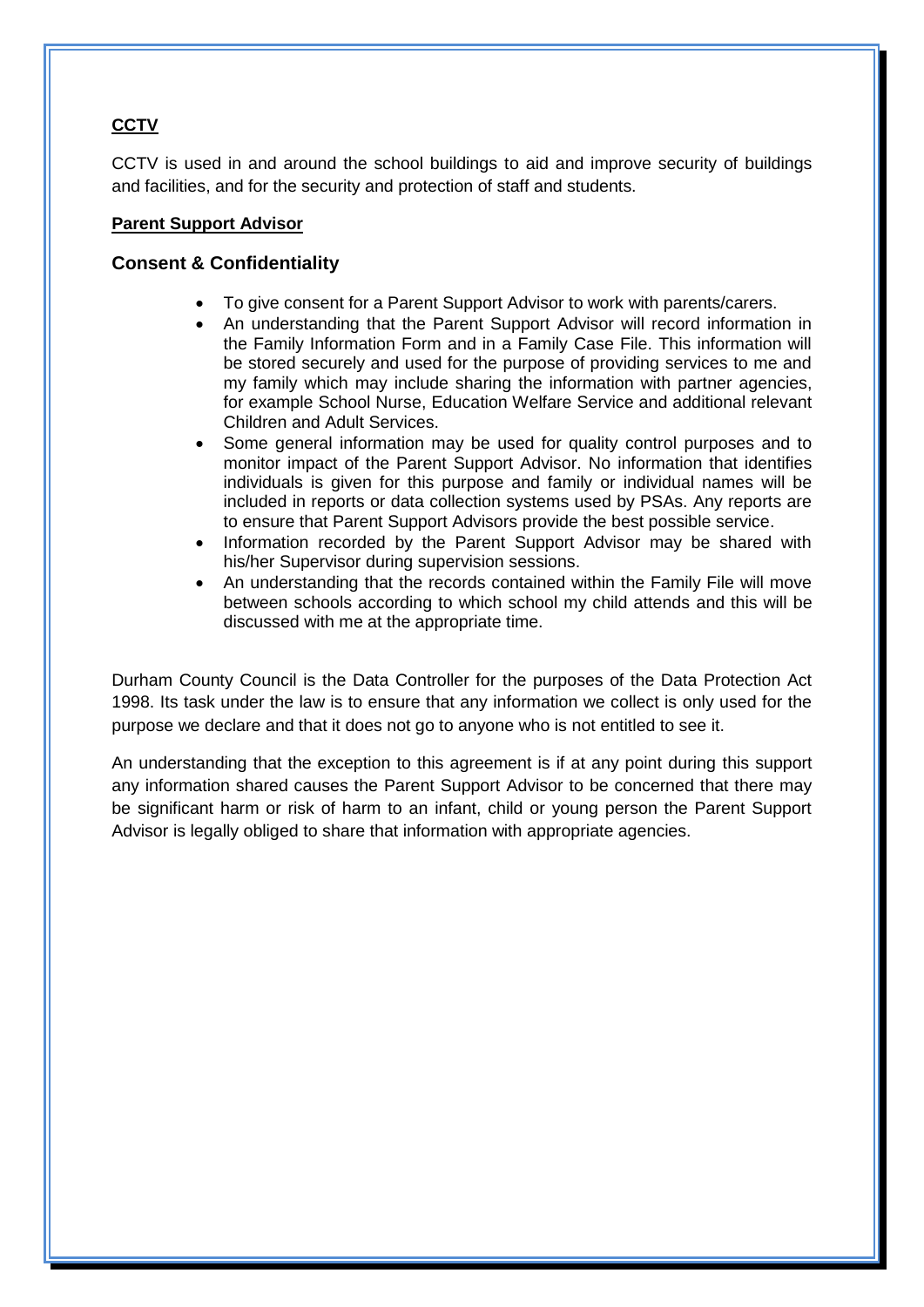**CCTV**

CCTV is used in and around the school buildings to aid and improve security of buildings and facilities, and for the security and protection of staff and students.

**Parent Support Advisor**

### Consent & Confidentiality

- To give consent for a Parent Support Advisor to work with parents/carers.
- An understanding that the Parent Support Advisor will record information in the Family Information Form and in a Family Case File. This information will be stored securely and used for the purpose of providing services to me and my family which may include sharing the information with partner agencies, for example School Nurse, Education Welfare Service and additional relevant Children and Adult Services.
- Some general information may be used for quality control purposes and to monitor impact of the Parent Support Advisor. No information that identifies individuals is given for this purpose and family or individual names will be included in reports or data collection systems used by PSAs. Any reports are to ensure that Parent Support Advisors provide the best possible service.
- Information recorded by the Parent Support Advisor may be shared with his/her Supervisor during supervision sessions.
- An understanding that the records contained within the Family File will move between schools according to which school my child attends and this will be discussed with me at the appropriate time.

Durham County Council is the Data Controller for the purposes of the Data Protection Act 1998. Its task under the law is to ensure that any information we collect is only used for the purpose we declare and that it does not go to anyone who is not entitled to see it.

An understanding that the exception to this agreement is if at any point during this support any information shared causes the Parent Support Advisor to be concerned that there may be significant harm or risk of harm to an infant, child or young person the Parent Support Advisor is legally obliged to share that information with appropriate agencies.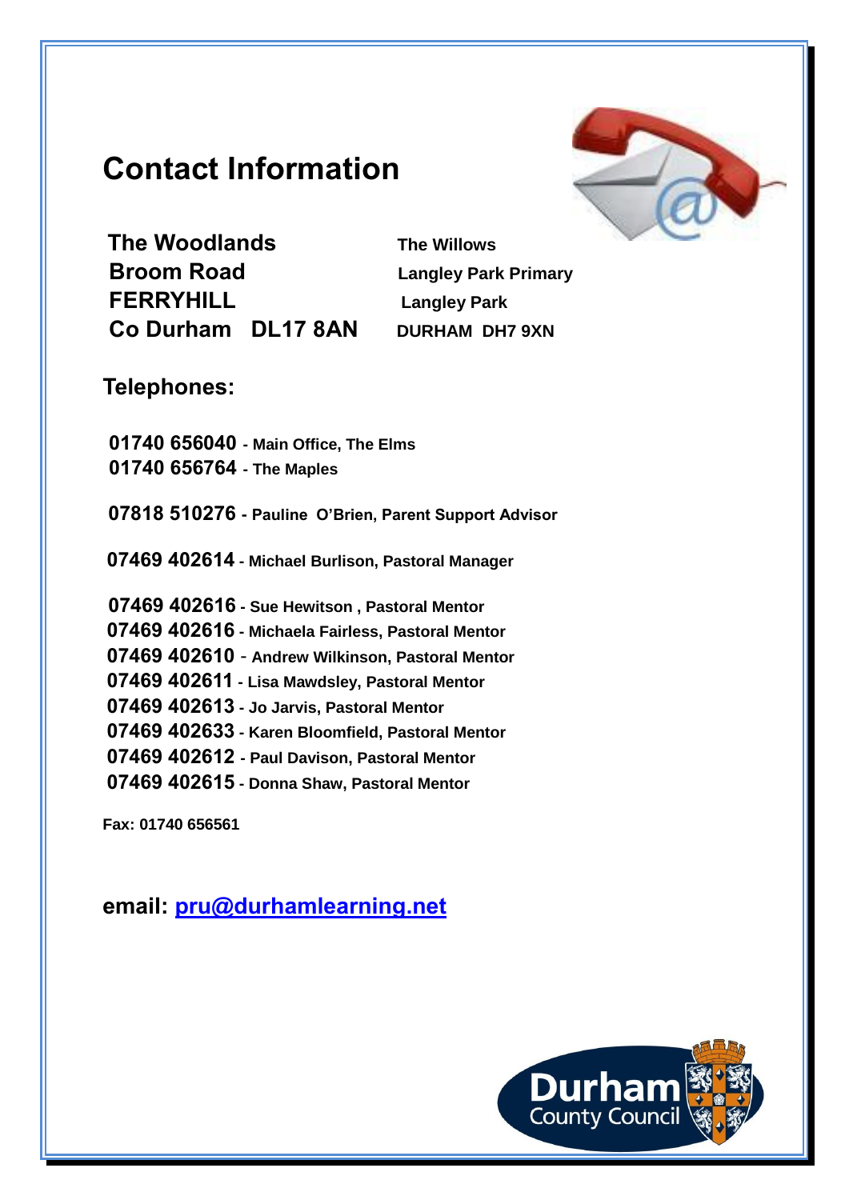# Contact Information

**The Woodlands**
**Broom Road**
**FERRYHILL**
**Co Durham DL17 8AN**

**The Willows**
**Langley Park Primary**
**Langley Park**
**DURHAM DH7 9XN**

## Telephones:

**01740 656040 - Main Office, The Elms**
**01740 656764 - The Maples**

**07818 510276 - Pauline O'Brien, Parent Support Advisor**

**07469 402614 - Michael Burlison, Pastoral Manager**

**07469 402616 - Sue Hewitson , Pastoral Mentor**
**07469 402616 - Michaela Fairless, Pastoral Mentor**
**07469 402610 - Andrew Wilkinson, Pastoral Mentor**
**07469 402611 - Lisa Mawdsley, Pastoral Mentor**
**07469 402613 - Jo Jarvis, Pastoral Mentor**
**07469 402633 - Karen Bloomfield, Pastoral Mentor**
**07469 402612 - Paul Davison, Pastoral Mentor**
**07469 402615 - Donna Shaw, Pastoral Mentor**

**Fax: 01740 656561**

**email: pru@durhamlearning.net**

Durham County Council